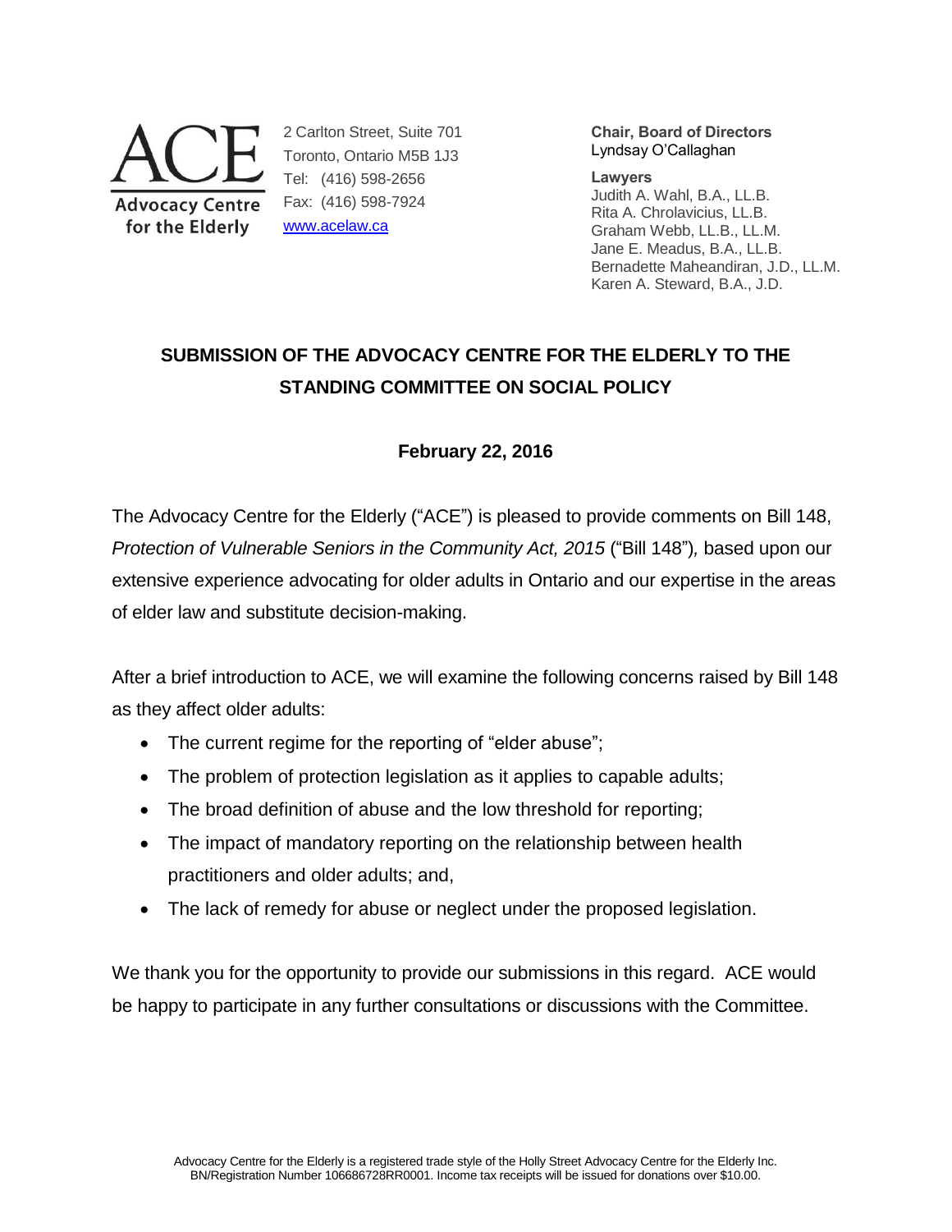**ACE**
**Advocacy Centre for the Elderly**

2 Carlton Street, Suite 701
Toronto, Ontario M5B 1J3
Tel: (416) 598-2656
Fax: (416) 598-7924
www.acelaw.ca

**Chair, Board of Directors**
Lyndsay O'Callaghan

**Lawyers**
Judith A. Wahl, B.A., LL.B.
Rita A. Chrolavicius, LL.B.
Graham Webb, LL.B., LL.M.
Jane E. Meadus, B.A., LL.B.
Bernadette Maheandiran, J.D., LL.M.
Karen A. Steward, B.A., J.D.

# SUBMISSION OF THE ADVOCACY CENTRE FOR THE ELDERLY TO THE STANDING COMMITTEE ON SOCIAL POLICY

**February 22, 2016**

The Advocacy Centre for the Elderly ("ACE") is pleased to provide comments on Bill 148, *Protection of Vulnerable Seniors in the Community Act, 2015* ("Bill 148")*,* based upon our extensive experience advocating for older adults in Ontario and our expertise in the areas of elder law and substitute decision-making.

After a brief introduction to ACE, we will examine the following concerns raised by Bill 148 as they affect older adults:

- The current regime for the reporting of "elder abuse";
- The problem of protection legislation as it applies to capable adults;
- The broad definition of abuse and the low threshold for reporting;
- The impact of mandatory reporting on the relationship between health practitioners and older adults; and,
- The lack of remedy for abuse or neglect under the proposed legislation.

We thank you for the opportunity to provide our submissions in this regard. ACE would be happy to participate in any further consultations or discussions with the Committee.

Advocacy Centre for the Elderly is a registered trade style of the Holly Street Advocacy Centre for the Elderly Inc. BN/Registration Number 106686728RR0001. Income tax receipts will be issued for donations over $10.00.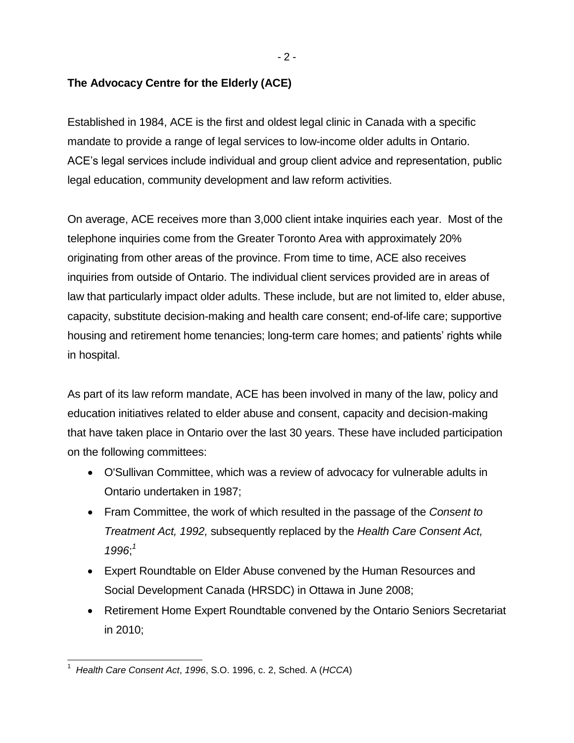**The Advocacy Centre for the Elderly (ACE)**

Established in 1984, ACE is the first and oldest legal clinic in Canada with a specific mandate to provide a range of legal services to low-income older adults in Ontario. ACE's legal services include individual and group client advice and representation, public legal education, community development and law reform activities.

On average, ACE receives more than 3,000 client intake inquiries each year. Most of the telephone inquiries come from the Greater Toronto Area with approximately 20% originating from other areas of the province. From time to time, ACE also receives inquiries from outside of Ontario. The individual client services provided are in areas of law that particularly impact older adults. These include, but are not limited to, elder abuse, capacity, substitute decision-making and health care consent; end-of-life care; supportive housing and retirement home tenancies; long-term care homes; and patients' rights while in hospital.

As part of its law reform mandate, ACE has been involved in many of the law, policy and education initiatives related to elder abuse and consent, capacity and decision-making that have taken place in Ontario over the last 30 years. These have included participation on the following committees:

- O'Sullivan Committee, which was a review of advocacy for vulnerable adults in Ontario undertaken in 1987;
- Fram Committee, the work of which resulted in the passage of the *Consent to Treatment Act, 1992,* subsequently replaced by the *Health Care Consent Act, 1996*;[1]
- Expert Roundtable on Elder Abuse convened by the Human Resources and Social Development Canada (HRSDC) in Ottawa in June 2008;
- Retirement Home Expert Roundtable convened by the Ontario Seniors Secretariat in 2010;

[1] *Health Care Consent Act*, *1996*, S.O. 1996, c. 2, Sched. A (*HCCA*)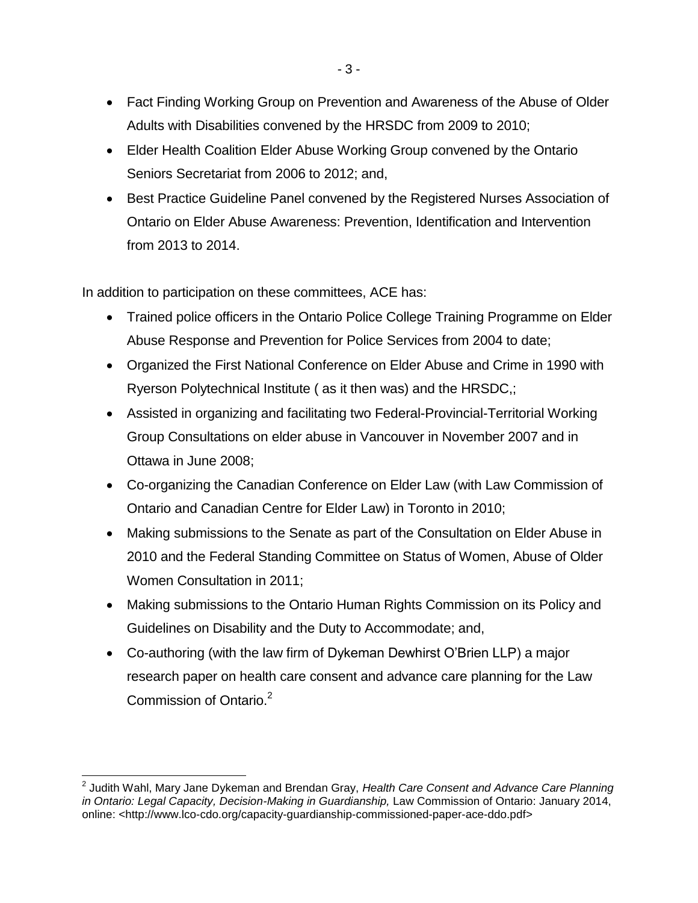- Fact Finding Working Group on Prevention and Awareness of the Abuse of Older Adults with Disabilities convened by the HRSDC from 2009 to 2010;
- Elder Health Coalition Elder Abuse Working Group convened by the Ontario Seniors Secretariat from 2006 to 2012; and,
- Best Practice Guideline Panel convened by the Registered Nurses Association of Ontario on Elder Abuse Awareness: Prevention, Identification and Intervention from 2013 to 2014.

In addition to participation on these committees, ACE has:

- Trained police officers in the Ontario Police College Training Programme on Elder Abuse Response and Prevention for Police Services from 2004 to date;
- Organized the First National Conference on Elder Abuse and Crime in 1990 with Ryerson Polytechnical Institute ( as it then was) and the HRSDC,;
- Assisted in organizing and facilitating two Federal-Provincial-Territorial Working Group Consultations on elder abuse in Vancouver in November 2007 and in Ottawa in June 2008;
- Co-organizing the Canadian Conference on Elder Law (with Law Commission of Ontario and Canadian Centre for Elder Law) in Toronto in 2010;
- Making submissions to the Senate as part of the Consultation on Elder Abuse in 2010 and the Federal Standing Committee on Status of Women, Abuse of Older Women Consultation in 2011;
- Making submissions to the Ontario Human Rights Commission on its Policy and Guidelines on Disability and the Duty to Accommodate; and,
- Co-authoring (with the law firm of Dykeman Dewhirst O'Brien LLP) a major research paper on health care consent and advance care planning for the Law Commission of Ontario.[2]

---

[2] Judith Wahl, Mary Jane Dykeman and Brendan Gray, *Health Care Consent and Advance Care Planning in Ontario: Legal Capacity, Decision-Making in Guardianship,* Law Commission of Ontario: January 2014, online: <http://www.lco-cdo.org/capacity-guardianship-commissioned-paper-ace-ddo.pdf>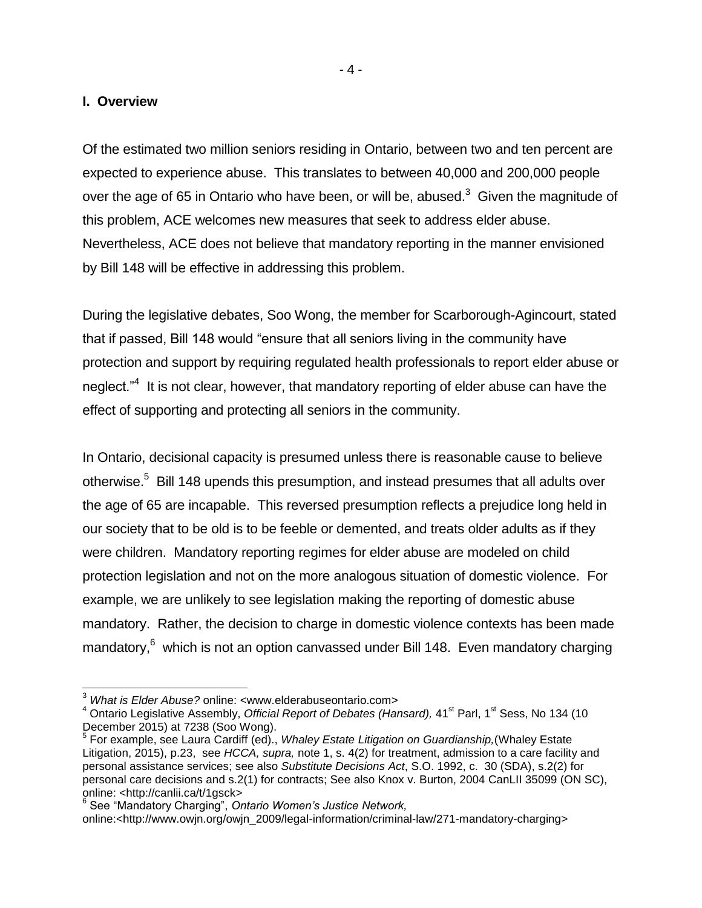## I. Overview

Of the estimated two million seniors residing in Ontario, between two and ten percent are expected to experience abuse. This translates to between 40,000 and 200,000 people over the age of 65 in Ontario who have been, or will be, abused.[3] Given the magnitude of this problem, ACE welcomes new measures that seek to address elder abuse. Nevertheless, ACE does not believe that mandatory reporting in the manner envisioned by Bill 148 will be effective in addressing this problem.

During the legislative debates, Soo Wong, the member for Scarborough-Agincourt, stated that if passed, Bill 148 would "ensure that all seniors living in the community have protection and support by requiring regulated health professionals to report elder abuse or neglect."[4] It is not clear, however, that mandatory reporting of elder abuse can have the effect of supporting and protecting all seniors in the community.

In Ontario, decisional capacity is presumed unless there is reasonable cause to believe otherwise.[5] Bill 148 upends this presumption, and instead presumes that all adults over the age of 65 are incapable. This reversed presumption reflects a prejudice long held in our society that to be old is to be feeble or demented, and treats older adults as if they were children. Mandatory reporting regimes for elder abuse are modeled on child protection legislation and not on the more analogous situation of domestic violence. For example, we are unlikely to see legislation making the reporting of domestic abuse mandatory. Rather, the decision to charge in domestic violence contexts has been made mandatory,[6] which is not an option canvassed under Bill 148. Even mandatory charging

---

[3] *What is Elder Abuse?* online: <www.elderabuseontario.com>

[4] Ontario Legislative Assembly, *Official Report of Debates (Hansard),* 41st Parl, 1st Sess, No 134 (10 December 2015) at 7238 (Soo Wong).

[5] For example, see Laura Cardiff (ed)., *Whaley Estate Litigation on Guardianship,*(Whaley Estate Litigation, 2015), p.23, see *HCCA, supra,* note 1, s. 4(2) for treatment, admission to a care facility and personal assistance services; see also *Substitute Decisions Act*, S.O. 1992, c. 30 (SDA), s.2(2) for personal care decisions and s.2(1) for contracts; See also Knox v. Burton, 2004 CanLII 35099 (ON SC), online: <http://canlii.ca/t/1gsck>

[6] See "Mandatory Charging", *Ontario Women's Justice Network,* online:<http://www.owjn.org/owjn_2009/legal-information/criminal-law/271-mandatory-charging>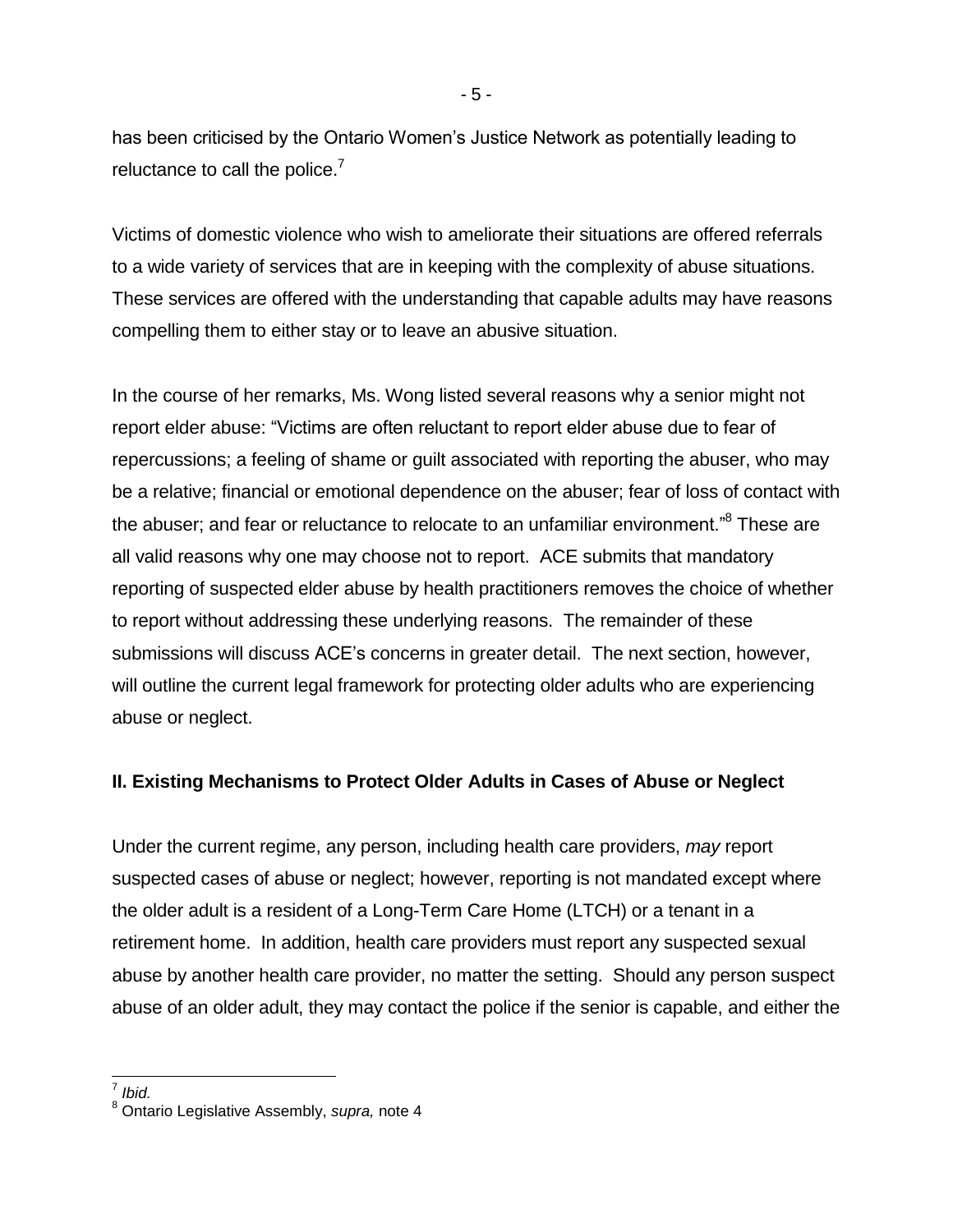has been criticised by the Ontario Women's Justice Network as potentially leading to reluctance to call the police.[7]

Victims of domestic violence who wish to ameliorate their situations are offered referrals to a wide variety of services that are in keeping with the complexity of abuse situations. These services are offered with the understanding that capable adults may have reasons compelling them to either stay or to leave an abusive situation.

In the course of her remarks, Ms. Wong listed several reasons why a senior might not report elder abuse: "Victims are often reluctant to report elder abuse due to fear of repercussions; a feeling of shame or guilt associated with reporting the abuser, who may be a relative; financial or emotional dependence on the abuser; fear of loss of contact with the abuser; and fear or reluctance to relocate to an unfamiliar environment."[8] These are all valid reasons why one may choose not to report. ACE submits that mandatory reporting of suspected elder abuse by health practitioners removes the choice of whether to report without addressing these underlying reasons. The remainder of these submissions will discuss ACE's concerns in greater detail. The next section, however, will outline the current legal framework for protecting older adults who are experiencing abuse or neglect.

## II. Existing Mechanisms to Protect Older Adults in Cases of Abuse or Neglect

Under the current regime, any person, including health care providers, *may* report suspected cases of abuse or neglect; however, reporting is not mandated except where the older adult is a resident of a Long-Term Care Home (LTCH) or a tenant in a retirement home. In addition, health care providers must report any suspected sexual abuse by another health care provider, no matter the setting. Should any person suspect abuse of an older adult, they may contact the police if the senior is capable, and either the

---

[7] *Ibid.*

[8] Ontario Legislative Assembly, *supra,* note 4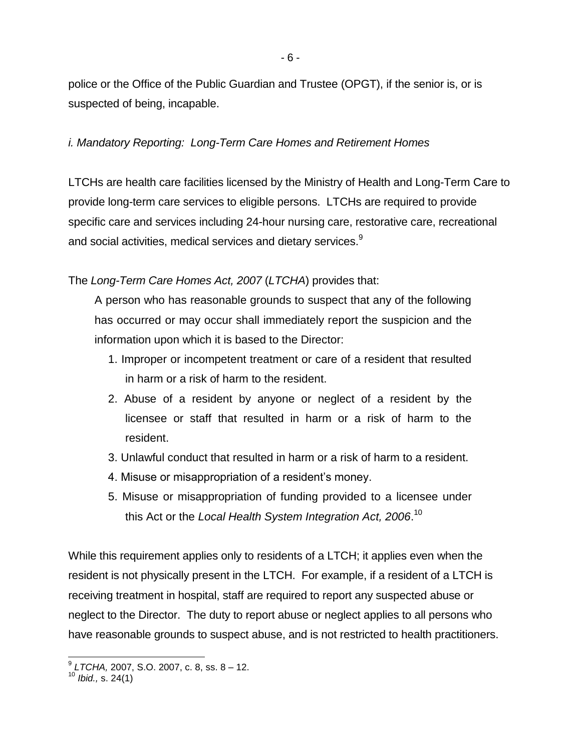police or the Office of the Public Guardian and Trustee (OPGT), if the senior is, or is suspected of being, incapable.

*i. Mandatory Reporting: Long-Term Care Homes and Retirement Homes*

LTCHs are health care facilities licensed by the Ministry of Health and Long-Term Care to provide long-term care services to eligible persons. LTCHs are required to provide specific care and services including 24-hour nursing care, restorative care, recreational and social activities, medical services and dietary services.[9]

The *Long-Term Care Homes Act, 2007* (*LTCHA*) provides that:

> A person who has reasonable grounds to suspect that any of the following has occurred or may occur shall immediately report the suspicion and the information upon which it is based to the Director:
>
> 1. Improper or incompetent treatment or care of a resident that resulted in harm or a risk of harm to the resident.
> 2. Abuse of a resident by anyone or neglect of a resident by the licensee or staff that resulted in harm or a risk of harm to the resident.
> 3. Unlawful conduct that resulted in harm or a risk of harm to a resident.
> 4. Misuse or misappropriation of a resident's money.
> 5. Misuse or misappropriation of funding provided to a licensee under this Act or the *Local Health System Integration Act, 2006*.[10]

While this requirement applies only to residents of a LTCH; it applies even when the resident is not physically present in the LTCH. For example, if a resident of a LTCH is receiving treatment in hospital, staff are required to report any suspected abuse or neglect to the Director. The duty to report abuse or neglect applies to all persons who have reasonable grounds to suspect abuse, and is not restricted to health practitioners.

---

[9] *LTCHA,* 2007, S.O. 2007, c. 8, ss. 8 – 12.

[10] *Ibid.,* s. 24(1)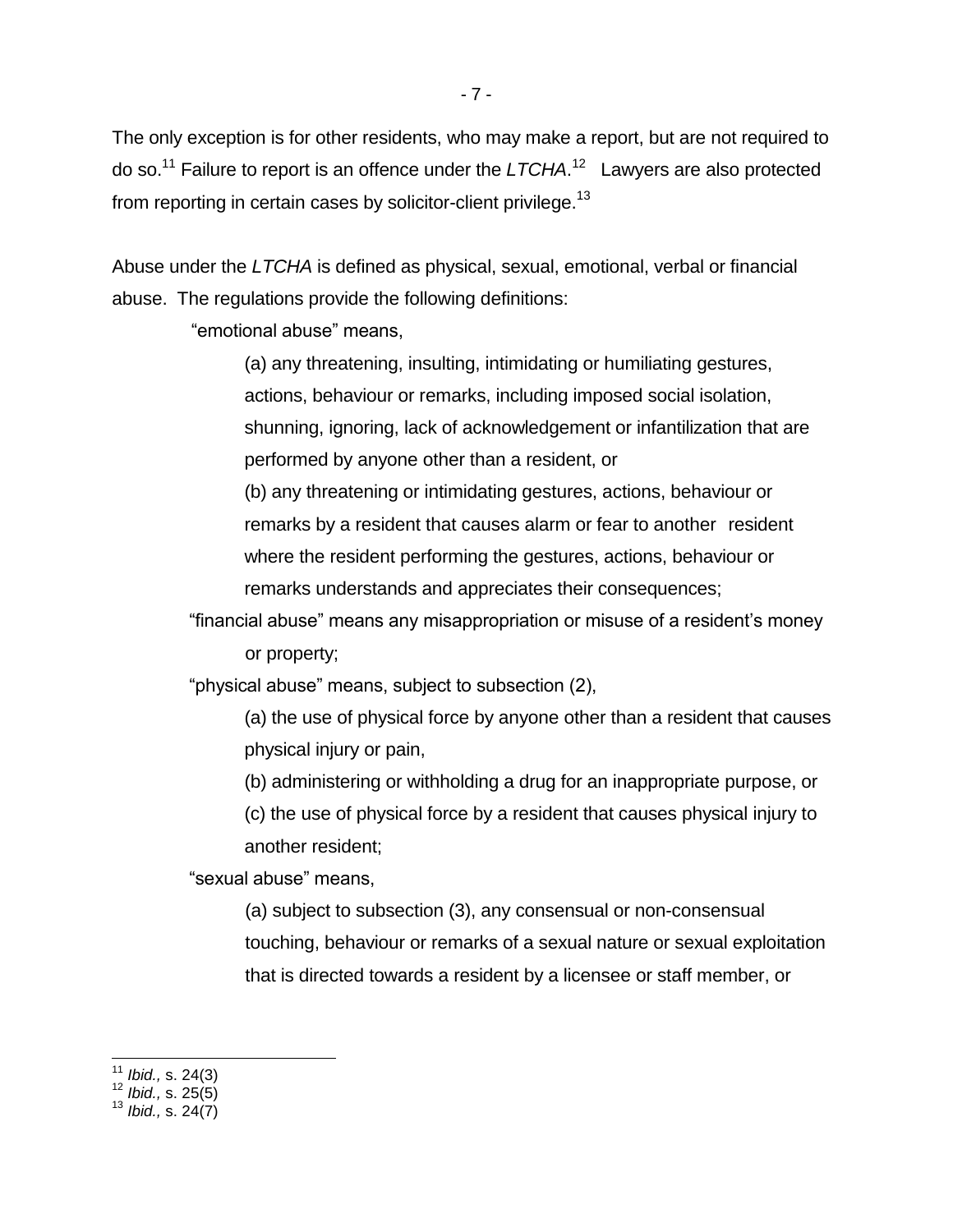The only exception is for other residents, who may make a report, but are not required to do so.[11] Failure to report is an offence under the *LTCHA*.[12] Lawyers are also protected from reporting in certain cases by solicitor-client privilege.[13]

Abuse under the *LTCHA* is defined as physical, sexual, emotional, verbal or financial abuse. The regulations provide the following definitions:

> "emotional abuse" means,
>
> (a) any threatening, insulting, intimidating or humiliating gestures, actions, behaviour or remarks, including imposed social isolation, shunning, ignoring, lack of acknowledgement or infantilization that are performed by anyone other than a resident, or
>
> (b) any threatening or intimidating gestures, actions, behaviour or remarks by a resident that causes alarm or fear to another resident where the resident performing the gestures, actions, behaviour or remarks understands and appreciates their consequences;
>
> "financial abuse" means any misappropriation or misuse of a resident's money or property;
>
> "physical abuse" means, subject to subsection (2),
>
> (a) the use of physical force by anyone other than a resident that causes physical injury or pain,
>
> (b) administering or withholding a drug for an inappropriate purpose, or
>
> (c) the use of physical force by a resident that causes physical injury to another resident;
>
> "sexual abuse" means,
>
> (a) subject to subsection (3), any consensual or non-consensual touching, behaviour or remarks of a sexual nature or sexual exploitation that is directed towards a resident by a licensee or staff member, or

---

[11] *Ibid.,* s. 24(3)

[12] *Ibid.,* s. 25(5)

[13] *Ibid.,* s. 24(7)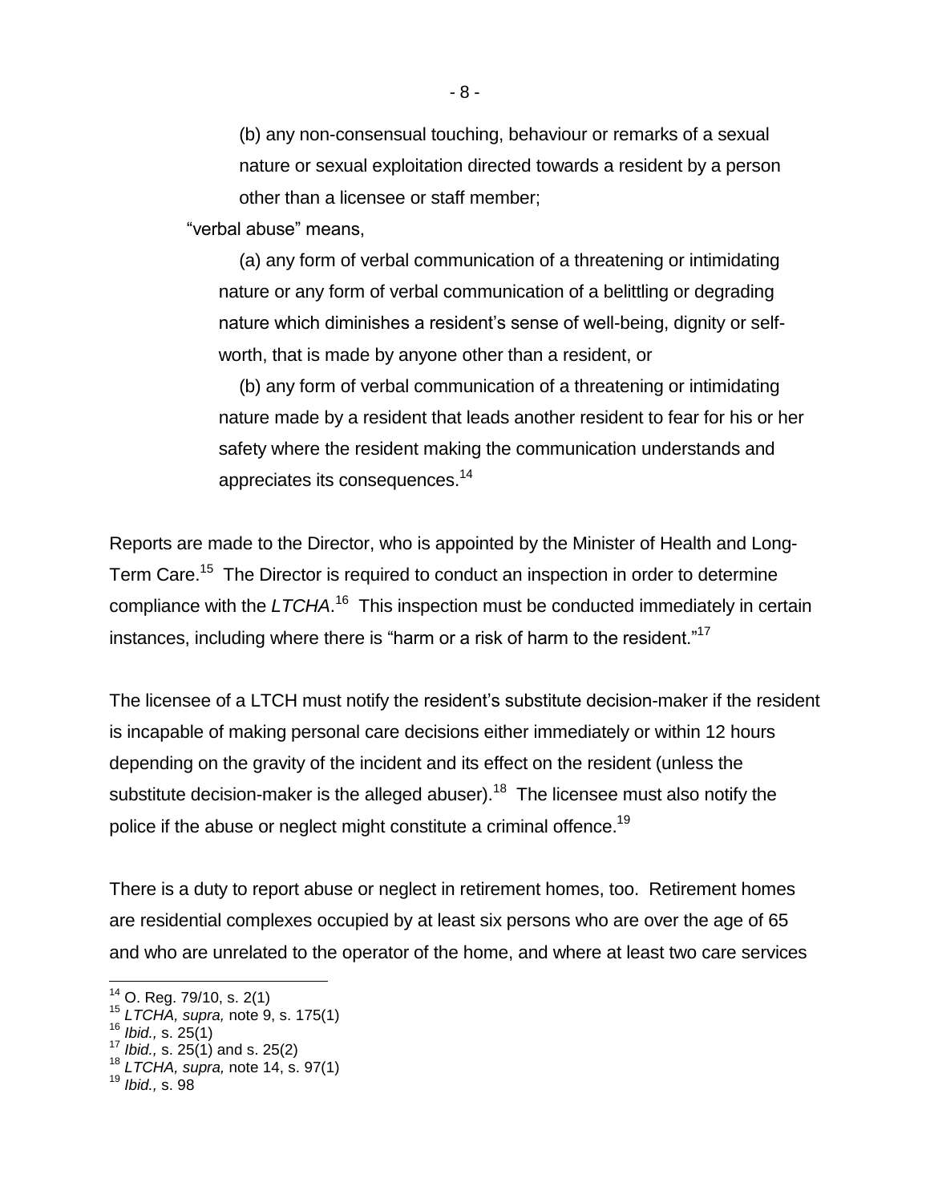> (b) any non-consensual touching, behaviour or remarks of a sexual nature or sexual exploitation directed towards a resident by a person other than a licensee or staff member;
>
> "verbal abuse" means,
>
> (a) any form of verbal communication of a threatening or intimidating nature or any form of verbal communication of a belittling or degrading nature which diminishes a resident's sense of well-being, dignity or self-worth, that is made by anyone other than a resident, or
>
> (b) any form of verbal communication of a threatening or intimidating nature made by a resident that leads another resident to fear for his or her safety where the resident making the communication understands and appreciates its consequences.[14]

Reports are made to the Director, who is appointed by the Minister of Health and Long-Term Care.[15] The Director is required to conduct an inspection in order to determine compliance with the *LTCHA*.[16] This inspection must be conducted immediately in certain instances, including where there is "harm or a risk of harm to the resident."[17]

The licensee of a LTCH must notify the resident's substitute decision-maker if the resident is incapable of making personal care decisions either immediately or within 12 hours depending on the gravity of the incident and its effect on the resident (unless the substitute decision-maker is the alleged abuser).[18] The licensee must also notify the police if the abuse or neglect might constitute a criminal offence.[19]

There is a duty to report abuse or neglect in retirement homes, too. Retirement homes are residential complexes occupied by at least six persons who are over the age of 65 and who are unrelated to the operator of the home, and where at least two care services

---

[14] O. Reg. 79/10, s. 2(1)
[15] *LTCHA, supra,* note 9, s. 175(1)
[16] *Ibid.,* s. 25(1)
[17] *Ibid.,* s. 25(1) and s. 25(2)
[18] *LTCHA, supra,* note 14, s. 97(1)
[19] *Ibid.,* s. 98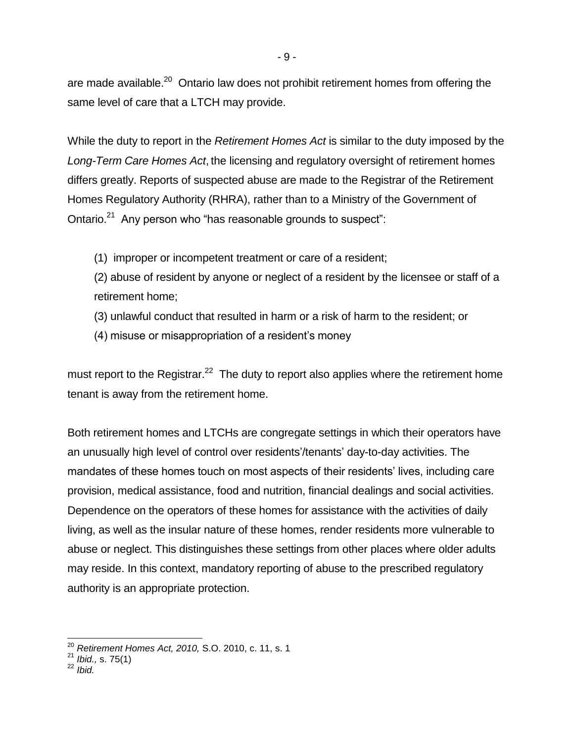are made available.[20] Ontario law does not prohibit retirement homes from offering the same level of care that a LTCH may provide.

While the duty to report in the *Retirement Homes Act* is similar to the duty imposed by the *Long-Term Care Homes Act*, the licensing and regulatory oversight of retirement homes differs greatly. Reports of suspected abuse are made to the Registrar of the Retirement Homes Regulatory Authority (RHRA), rather than to a Ministry of the Government of Ontario.[21] Any person who "has reasonable grounds to suspect":

(1) improper or incompetent treatment or care of a resident;

(2) abuse of resident by anyone or neglect of a resident by the licensee or staff of a retirement home;

(3) unlawful conduct that resulted in harm or a risk of harm to the resident; or

(4) misuse or misappropriation of a resident's money

must report to the Registrar.[22] The duty to report also applies where the retirement home tenant is away from the retirement home.

Both retirement homes and LTCHs are congregate settings in which their operators have an unusually high level of control over residents'/tenants' day-to-day activities. The mandates of these homes touch on most aspects of their residents' lives, including care provision, medical assistance, food and nutrition, financial dealings and social activities. Dependence on the operators of these homes for assistance with the activities of daily living, as well as the insular nature of these homes, render residents more vulnerable to abuse or neglect. This distinguishes these settings from other places where older adults may reside. In this context, mandatory reporting of abuse to the prescribed regulatory authority is an appropriate protection.

---

[20] *Retirement Homes Act, 2010,* S.O. 2010, c. 11, s. 1

[21] *Ibid.,* s. 75(1)

[22] *Ibid.*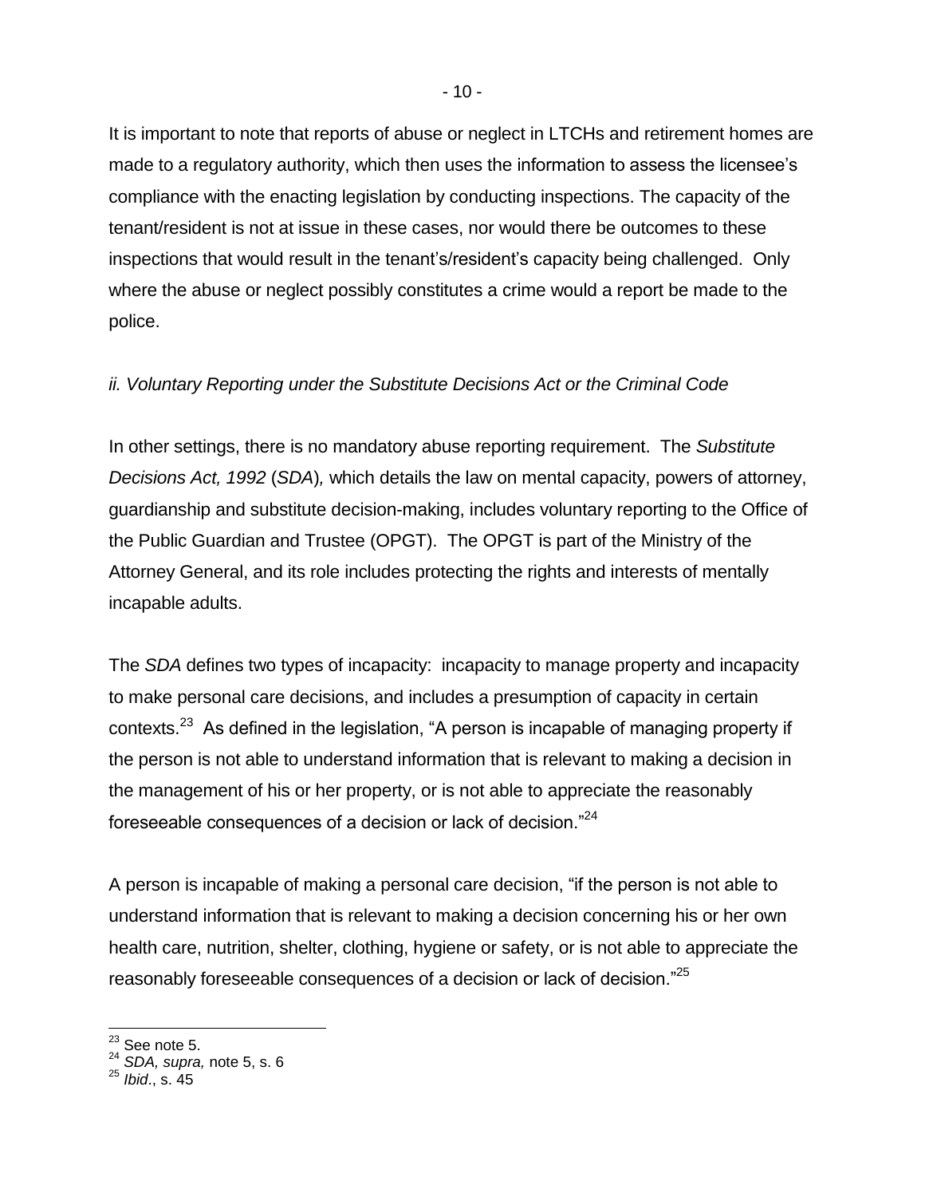It is important to note that reports of abuse or neglect in LTCHs and retirement homes are made to a regulatory authority, which then uses the information to assess the licensee's compliance with the enacting legislation by conducting inspections. The capacity of the tenant/resident is not at issue in these cases, nor would there be outcomes to these inspections that would result in the tenant's/resident's capacity being challenged. Only where the abuse or neglect possibly constitutes a crime would a report be made to the police.

*ii. Voluntary Reporting under the Substitute Decisions Act or the Criminal Code*

In other settings, there is no mandatory abuse reporting requirement. The *Substitute Decisions Act, 1992* (*SDA*)*,* which details the law on mental capacity, powers of attorney, guardianship and substitute decision-making, includes voluntary reporting to the Office of the Public Guardian and Trustee (OPGT). The OPGT is part of the Ministry of the Attorney General, and its role includes protecting the rights and interests of mentally incapable adults.

The *SDA* defines two types of incapacity: incapacity to manage property and incapacity to make personal care decisions, and includes a presumption of capacity in certain contexts.[23] As defined in the legislation, "A person is incapable of managing property if the person is not able to understand information that is relevant to making a decision in the management of his or her property, or is not able to appreciate the reasonably foreseeable consequences of a decision or lack of decision."[24]

A person is incapable of making a personal care decision, "if the person is not able to understand information that is relevant to making a decision concerning his or her own health care, nutrition, shelter, clothing, hygiene or safety, or is not able to appreciate the reasonably foreseeable consequences of a decision or lack of decision."[25]

---

[23] See note 5.
[24] *SDA, supra,* note 5, s. 6
[25] *Ibid*., s. 45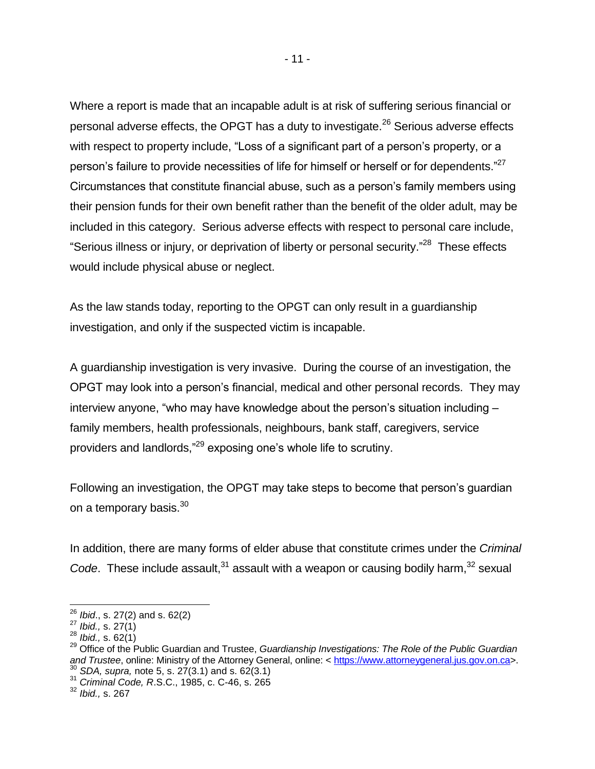Where a report is made that an incapable adult is at risk of suffering serious financial or personal adverse effects, the OPGT has a duty to investigate.[26] Serious adverse effects with respect to property include, "Loss of a significant part of a person's property, or a person's failure to provide necessities of life for himself or herself or for dependents."[27] Circumstances that constitute financial abuse, such as a person's family members using their pension funds for their own benefit rather than the benefit of the older adult, may be included in this category. Serious adverse effects with respect to personal care include, "Serious illness or injury, or deprivation of liberty or personal security."[28] These effects would include physical abuse or neglect.

As the law stands today, reporting to the OPGT can only result in a guardianship investigation, and only if the suspected victim is incapable.

A guardianship investigation is very invasive. During the course of an investigation, the OPGT may look into a person's financial, medical and other personal records. They may interview anyone, "who may have knowledge about the person's situation including – family members, health professionals, neighbours, bank staff, caregivers, service providers and landlords,"[29] exposing one's whole life to scrutiny.

Following an investigation, the OPGT may take steps to become that person's guardian on a temporary basis.[30]

In addition, there are many forms of elder abuse that constitute crimes under the *Criminal Code*. These include assault,[31] assault with a weapon or causing bodily harm,[32] sexual

---

[26] *Ibid*., s. 27(2) and s. 62(2)

[27] *Ibid.,* s. 27(1)

[28] *Ibid.,* s. 62(1)

[29] Office of the Public Guardian and Trustee, *Guardianship Investigations: The Role of the Public Guardian and Trustee*, online: Ministry of the Attorney General, online: < https://www.attorneygeneral.jus.gov.on.ca>.

[30] *SDA, supra,* note 5, s. 27(3.1) and s. 62(3.1)

[31] *Criminal Code, R*.S.C., 1985, c. C-46, s. 265

[32] *Ibid.,* s. 267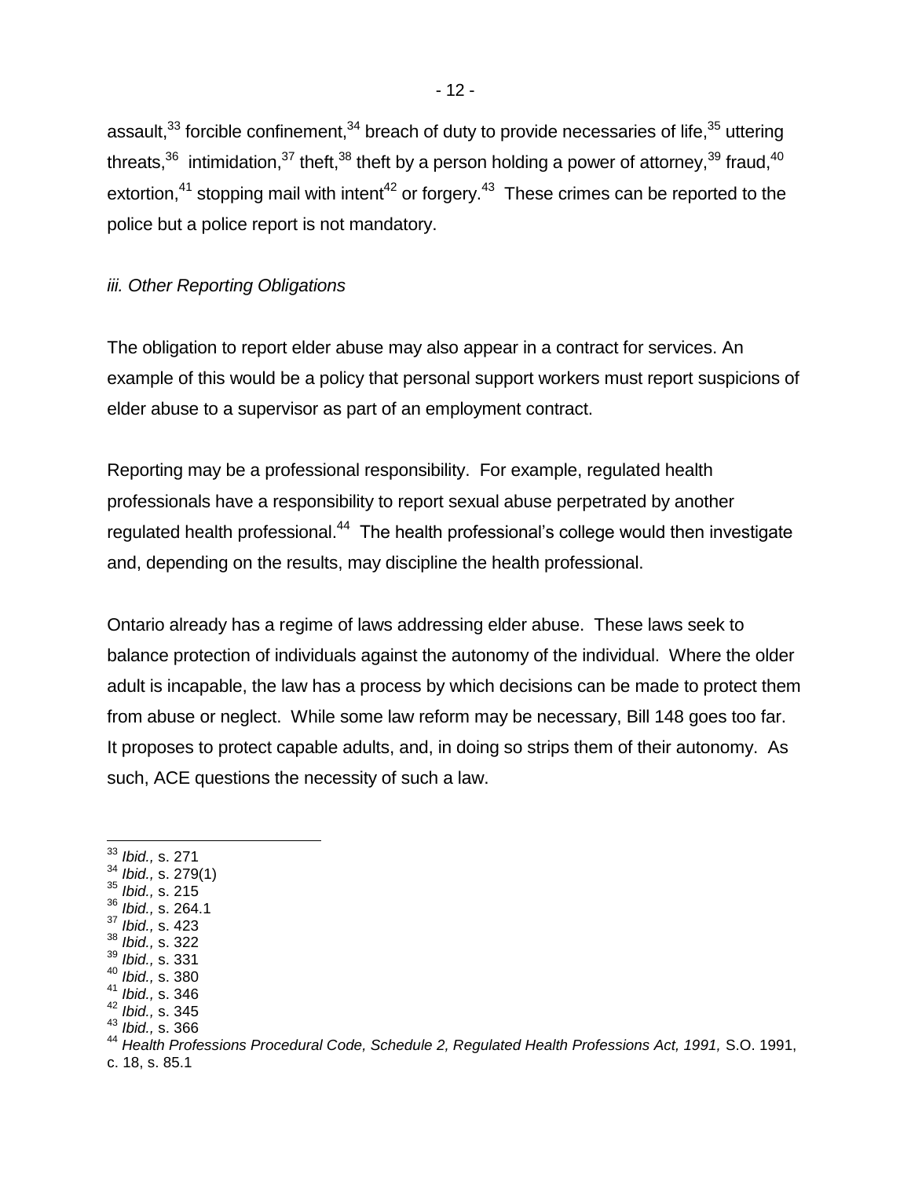assault,[33] forcible confinement,[34] breach of duty to provide necessaries of life,[35] uttering threats,[36] intimidation,[37] theft,[38] theft by a person holding a power of attorney,[39] fraud,[40] extortion,[41] stopping mail with intent[42] or forgery.[43] These crimes can be reported to the police but a police report is not mandatory.

*iii. Other Reporting Obligations*

The obligation to report elder abuse may also appear in a contract for services. An example of this would be a policy that personal support workers must report suspicions of elder abuse to a supervisor as part of an employment contract.

Reporting may be a professional responsibility. For example, regulated health professionals have a responsibility to report sexual abuse perpetrated by another regulated health professional.[44] The health professional's college would then investigate and, depending on the results, may discipline the health professional.

Ontario already has a regime of laws addressing elder abuse. These laws seek to balance protection of individuals against the autonomy of the individual. Where the older adult is incapable, the law has a process by which decisions can be made to protect them from abuse or neglect. While some law reform may be necessary, Bill 148 goes too far. It proposes to protect capable adults, and, in doing so strips them of their autonomy. As such, ACE questions the necessity of such a law.

---

[33] *Ibid.,* s. 271
[34] *Ibid.,* s. 279(1)
[35] *Ibid.,* s. 215
[36] *Ibid.,* s. 264.1
[37] *Ibid.,* s. 423
[38] *Ibid.,* s. 322
[39] *Ibid.,* s. 331
[40] *Ibid.,* s. 380
[41] *Ibid.,* s. 346
[42] *Ibid.,* s. 345
[43] *Ibid.,* s. 366
[44] *Health Professions Procedural Code, Schedule 2, Regulated Health Professions Act, 1991,* S.O. 1991, c. 18, s. 85.1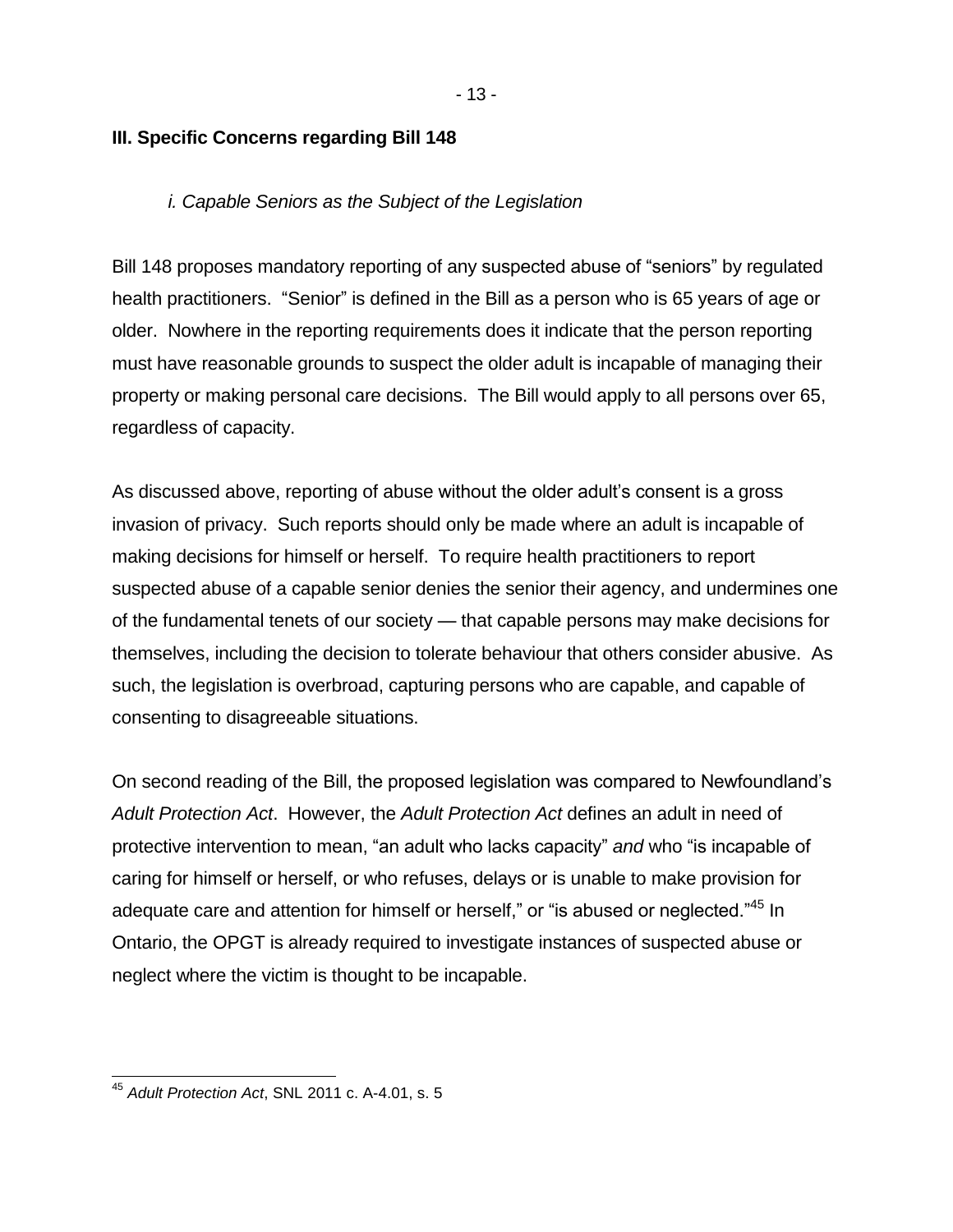## III. Specific Concerns regarding Bill 148

### *i. Capable Seniors as the Subject of the Legislation*

Bill 148 proposes mandatory reporting of any suspected abuse of "seniors" by regulated health practitioners. "Senior" is defined in the Bill as a person who is 65 years of age or older. Nowhere in the reporting requirements does it indicate that the person reporting must have reasonable grounds to suspect the older adult is incapable of managing their property or making personal care decisions. The Bill would apply to all persons over 65, regardless of capacity.

As discussed above, reporting of abuse without the older adult's consent is a gross invasion of privacy. Such reports should only be made where an adult is incapable of making decisions for himself or herself. To require health practitioners to report suspected abuse of a capable senior denies the senior their agency, and undermines one of the fundamental tenets of our society — that capable persons may make decisions for themselves, including the decision to tolerate behaviour that others consider abusive. As such, the legislation is overbroad, capturing persons who are capable, and capable of consenting to disagreeable situations.

On second reading of the Bill, the proposed legislation was compared to Newfoundland's *Adult Protection Act*. However, the *Adult Protection Act* defines an adult in need of protective intervention to mean, "an adult who lacks capacity" *and* who "is incapable of caring for himself or herself, or who refuses, delays or is unable to make provision for adequate care and attention for himself or herself," or "is abused or neglected."[45] In Ontario, the OPGT is already required to investigate instances of suspected abuse or neglect where the victim is thought to be incapable.

---

[45] *Adult Protection Act*, SNL 2011 c. A-4.01, s. 5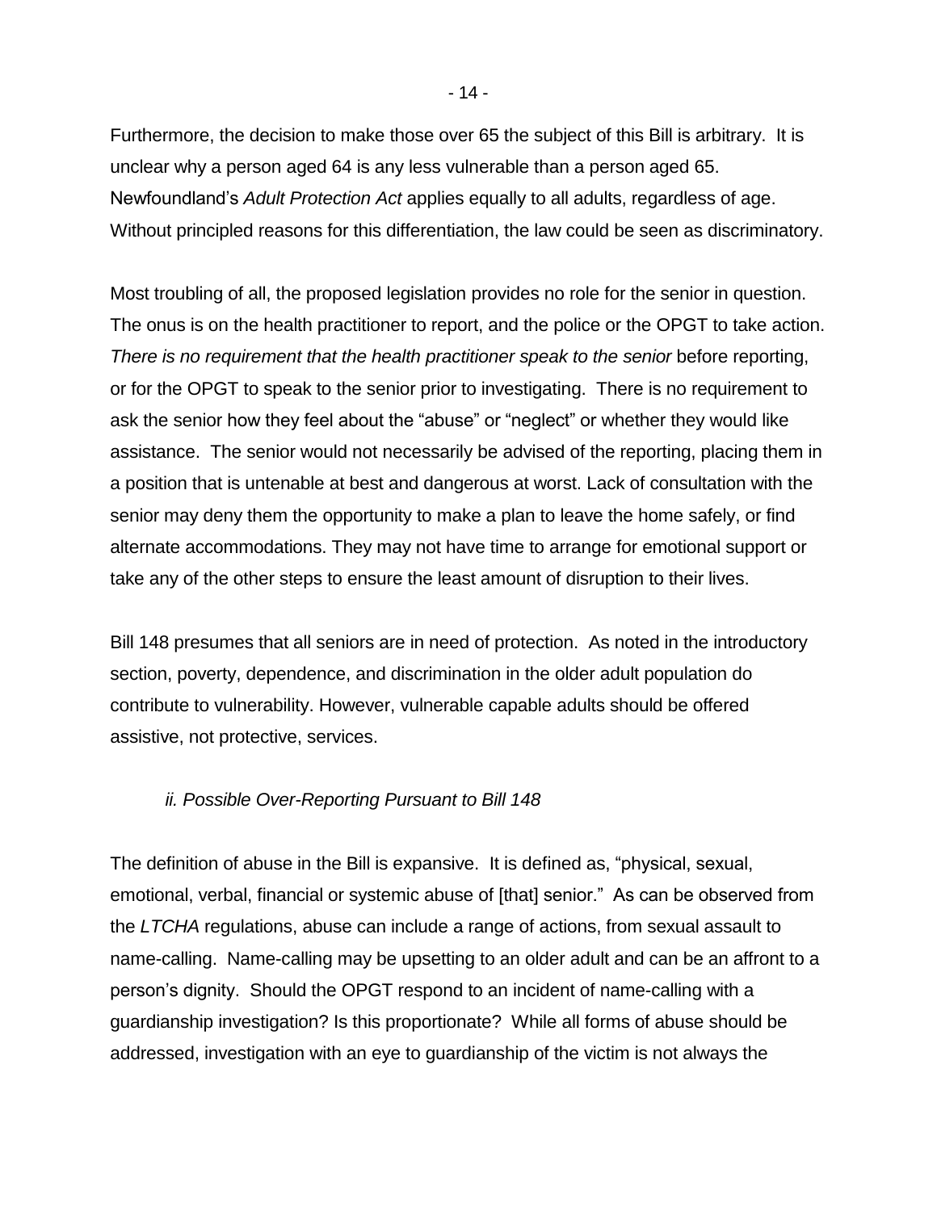Furthermore, the decision to make those over 65 the subject of this Bill is arbitrary. It is unclear why a person aged 64 is any less vulnerable than a person aged 65. Newfoundland's *Adult Protection Act* applies equally to all adults, regardless of age. Without principled reasons for this differentiation, the law could be seen as discriminatory.

Most troubling of all, the proposed legislation provides no role for the senior in question. The onus is on the health practitioner to report, and the police or the OPGT to take action. *There is no requirement that the health practitioner speak to the senior* before reporting, or for the OPGT to speak to the senior prior to investigating. There is no requirement to ask the senior how they feel about the "abuse" or "neglect" or whether they would like assistance. The senior would not necessarily be advised of the reporting, placing them in a position that is untenable at best and dangerous at worst. Lack of consultation with the senior may deny them the opportunity to make a plan to leave the home safely, or find alternate accommodations. They may not have time to arrange for emotional support or take any of the other steps to ensure the least amount of disruption to their lives.

Bill 148 presumes that all seniors are in need of protection. As noted in the introductory section, poverty, dependence, and discrimination in the older adult population do contribute to vulnerability. However, vulnerable capable adults should be offered assistive, not protective, services.

### *ii. Possible Over-Reporting Pursuant to Bill 148*

The definition of abuse in the Bill is expansive. It is defined as, "physical, sexual, emotional, verbal, financial or systemic abuse of [that] senior." As can be observed from the *LTCHA* regulations, abuse can include a range of actions, from sexual assault to name-calling. Name-calling may be upsetting to an older adult and can be an affront to a person's dignity. Should the OPGT respond to an incident of name-calling with a guardianship investigation? Is this proportionate? While all forms of abuse should be addressed, investigation with an eye to guardianship of the victim is not always the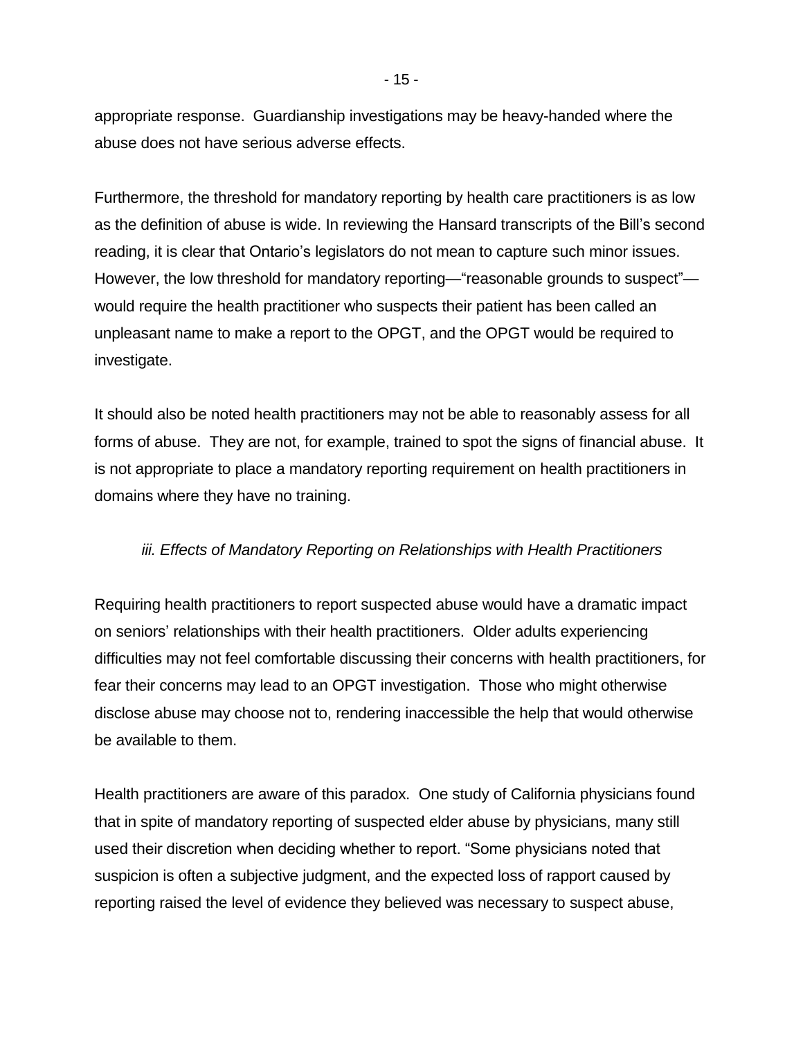appropriate response. Guardianship investigations may be heavy-handed where the abuse does not have serious adverse effects.

Furthermore, the threshold for mandatory reporting by health care practitioners is as low as the definition of abuse is wide. In reviewing the Hansard transcripts of the Bill's second reading, it is clear that Ontario's legislators do not mean to capture such minor issues. However, the low threshold for mandatory reporting—"reasonable grounds to suspect"—would require the health practitioner who suspects their patient has been called an unpleasant name to make a report to the OPGT, and the OPGT would be required to investigate.

It should also be noted health practitioners may not be able to reasonably assess for all forms of abuse. They are not, for example, trained to spot the signs of financial abuse. It is not appropriate to place a mandatory reporting requirement on health practitioners in domains where they have no training.

### *iii. Effects of Mandatory Reporting on Relationships with Health Practitioners*

Requiring health practitioners to report suspected abuse would have a dramatic impact on seniors' relationships with their health practitioners. Older adults experiencing difficulties may not feel comfortable discussing their concerns with health practitioners, for fear their concerns may lead to an OPGT investigation. Those who might otherwise disclose abuse may choose not to, rendering inaccessible the help that would otherwise be available to them.

Health practitioners are aware of this paradox. One study of California physicians found that in spite of mandatory reporting of suspected elder abuse by physicians, many still used their discretion when deciding whether to report. "Some physicians noted that suspicion is often a subjective judgment, and the expected loss of rapport caused by reporting raised the level of evidence they believed was necessary to suspect abuse,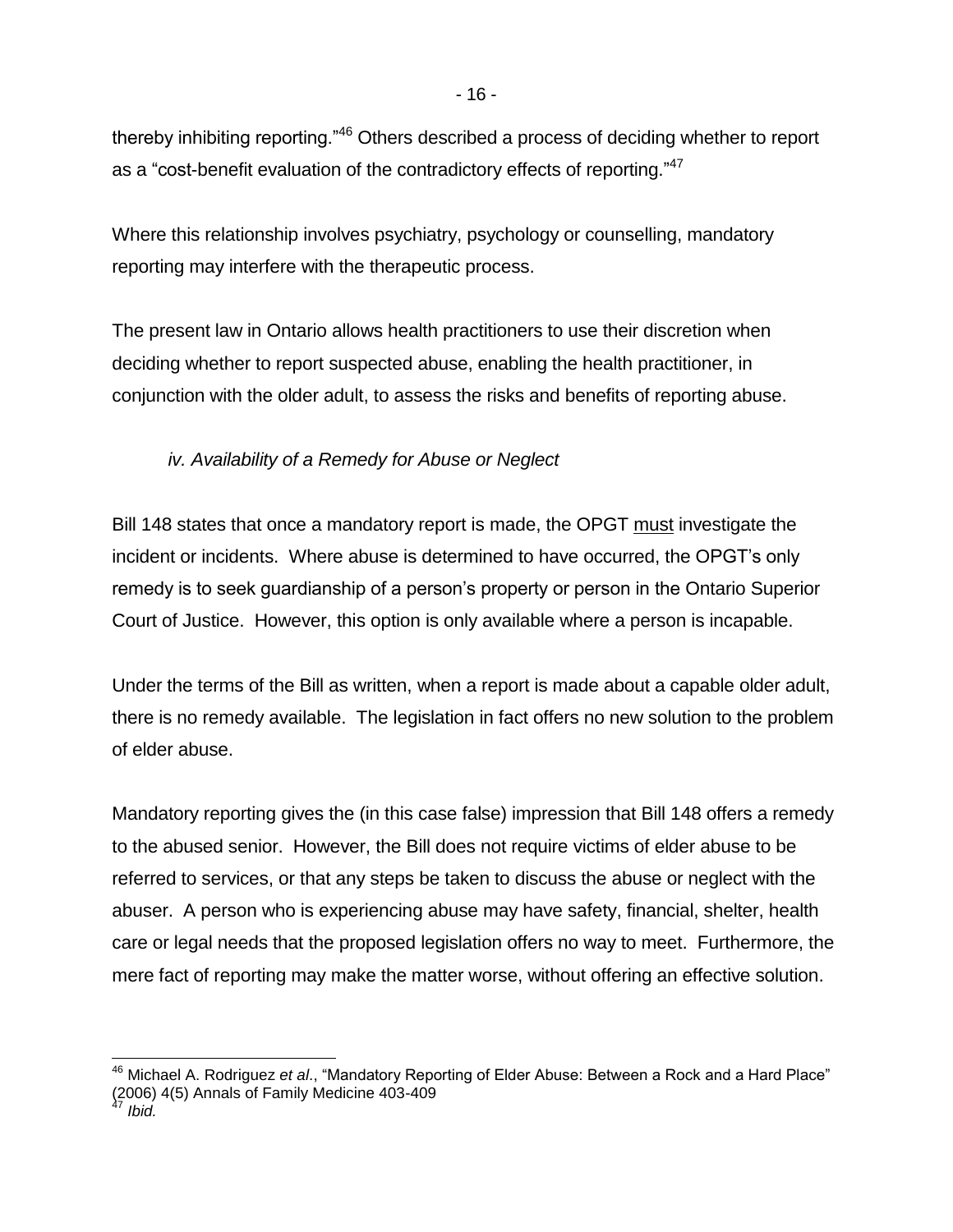thereby inhibiting reporting."[46] Others described a process of deciding whether to report as a "cost-benefit evaluation of the contradictory effects of reporting."[47]

Where this relationship involves psychiatry, psychology or counselling, mandatory reporting may interfere with the therapeutic process.

The present law in Ontario allows health practitioners to use their discretion when deciding whether to report suspected abuse, enabling the health practitioner, in conjunction with the older adult, to assess the risks and benefits of reporting abuse.

### *iv. Availability of a Remedy for Abuse or Neglect*

Bill 148 states that once a mandatory report is made, the OPGT <u>must</u> investigate the incident or incidents. Where abuse is determined to have occurred, the OPGT's only remedy is to seek guardianship of a person's property or person in the Ontario Superior Court of Justice. However, this option is only available where a person is incapable.

Under the terms of the Bill as written, when a report is made about a capable older adult, there is no remedy available. The legislation in fact offers no new solution to the problem of elder abuse.

Mandatory reporting gives the (in this case false) impression that Bill 148 offers a remedy to the abused senior. However, the Bill does not require victims of elder abuse to be referred to services, or that any steps be taken to discuss the abuse or neglect with the abuser. A person who is experiencing abuse may have safety, financial, shelter, health care or legal needs that the proposed legislation offers no way to meet. Furthermore, the mere fact of reporting may make the matter worse, without offering an effective solution.

---

[46] Michael A. Rodriguez *et al*., "Mandatory Reporting of Elder Abuse: Between a Rock and a Hard Place" (2006) 4(5) Annals of Family Medicine 403-409

[47] *Ibid.*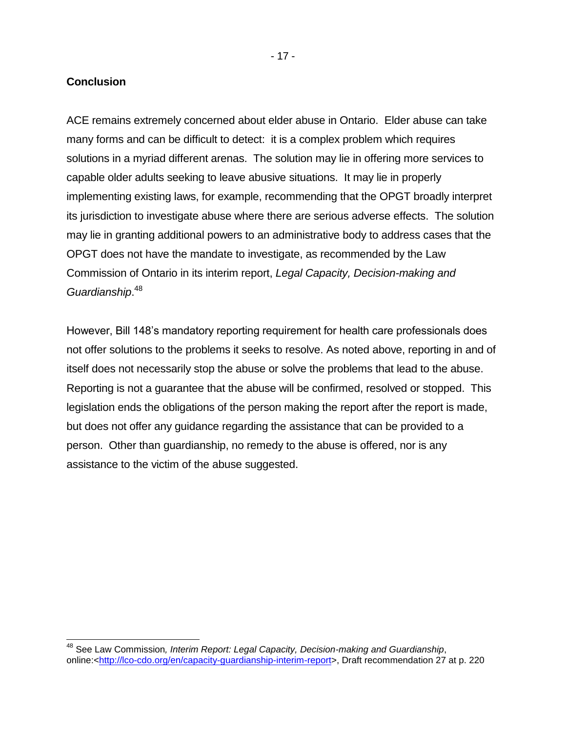## Conclusion

ACE remains extremely concerned about elder abuse in Ontario. Elder abuse can take many forms and can be difficult to detect: it is a complex problem which requires solutions in a myriad different arenas. The solution may lie in offering more services to capable older adults seeking to leave abusive situations. It may lie in properly implementing existing laws, for example, recommending that the OPGT broadly interpret its jurisdiction to investigate abuse where there are serious adverse effects. The solution may lie in granting additional powers to an administrative body to address cases that the OPGT does not have the mandate to investigate, as recommended by the Law Commission of Ontario in its interim report, *Legal Capacity, Decision-making and Guardianship*.[48]

However, Bill 148's mandatory reporting requirement for health care professionals does not offer solutions to the problems it seeks to resolve. As noted above, reporting in and of itself does not necessarily stop the abuse or solve the problems that lead to the abuse. Reporting is not a guarantee that the abuse will be confirmed, resolved or stopped. This legislation ends the obligations of the person making the report after the report is made, but does not offer any guidance regarding the assistance that can be provided to a person. Other than guardianship, no remedy to the abuse is offered, nor is any assistance to the victim of the abuse suggested.

---

[48] See Law Commission*, Interim Report: Legal Capacity, Decision-making and Guardianship*, online:<http://lco-cdo.org/en/capacity-guardianship-interim-report>, Draft recommendation 27 at p. 220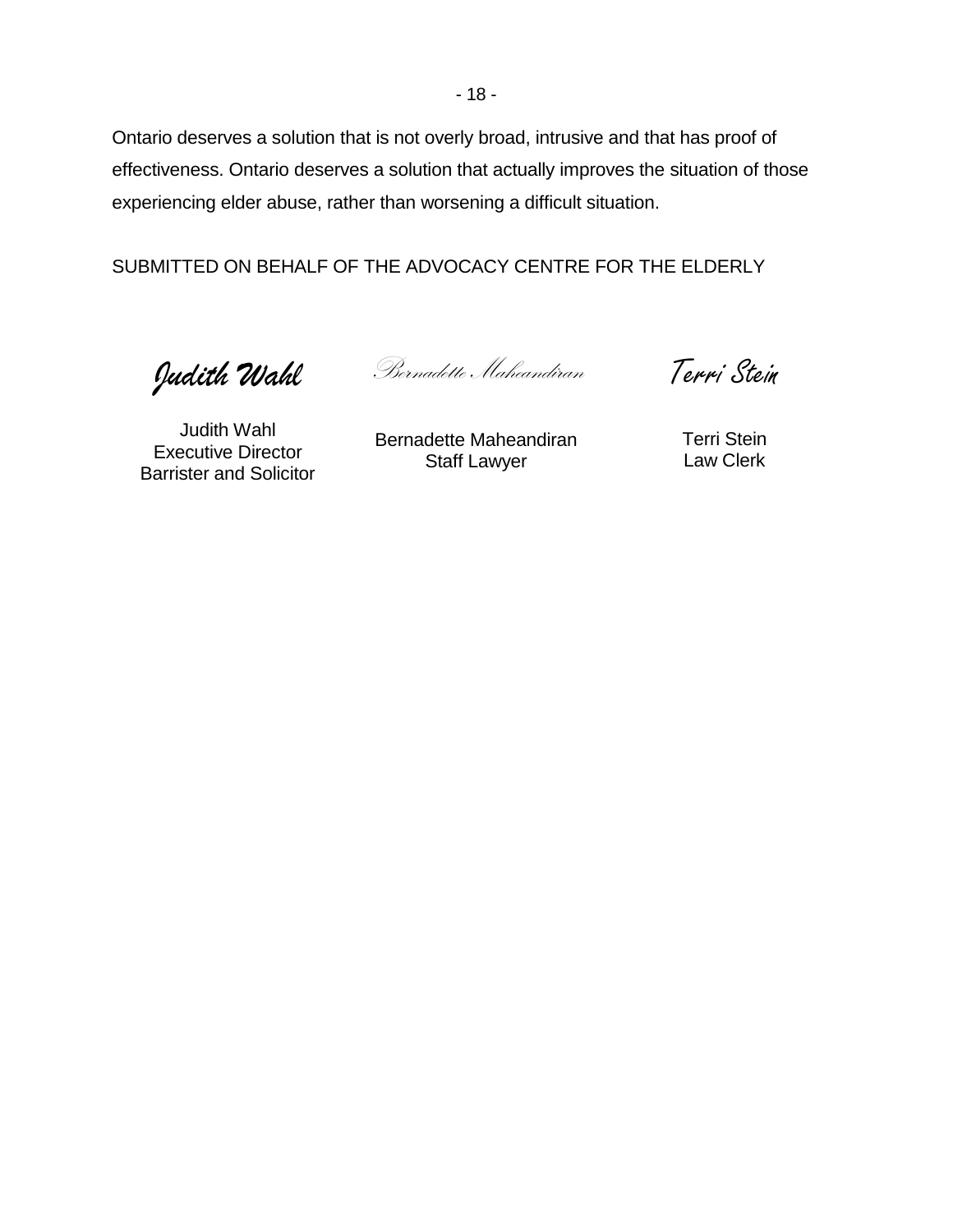Ontario deserves a solution that is not overly broad, intrusive and that has proof of effectiveness. Ontario deserves a solution that actually improves the situation of those experiencing elder abuse, rather than worsening a difficult situation.

SUBMITTED ON BEHALF OF THE ADVOCACY CENTRE FOR THE ELDERLY

*Judith Wahl*

Judith Wahl
Executive Director
Barrister and Solicitor

*Bernadette Maheandiran*

Bernadette Maheandiran
Staff Lawyer

*Terri Stein*

Terri Stein
Law Clerk